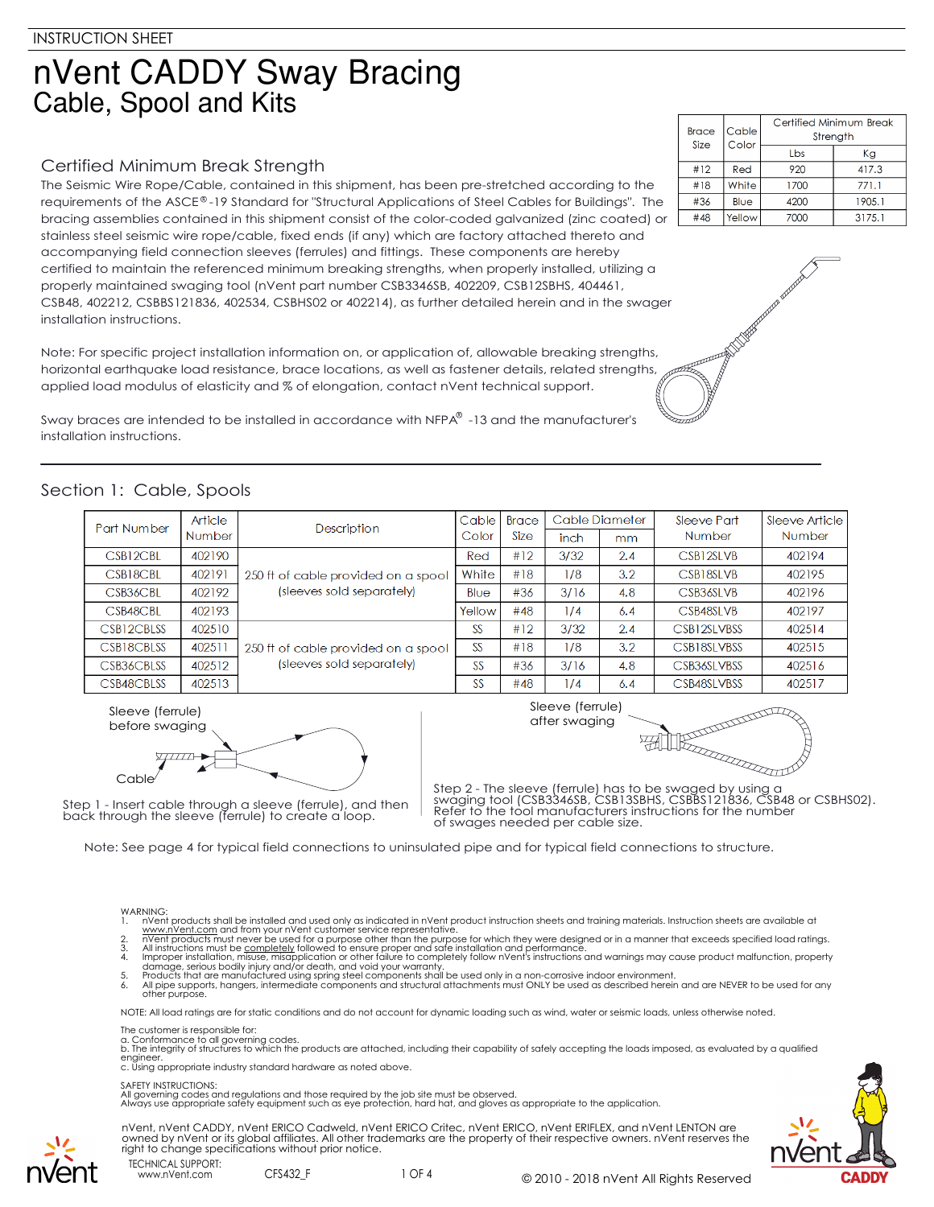INSTRUCTION SHEET

# nVent CADDY Sway Bracing

## Cable, Spool and Kits

| Brace Size | Cable Color | Certified Minimum Break Strength | |
|---|---|---|---|
| | | Lbs | Kg |
| #12 | Red | 920 | 417.3 |
| #18 | White | 1700 | 771.1 |
| #36 | Blue | 4200 | 1905.1 |
| #48 | Yellow | 7000 | 3175.1 |

### Certified Minimum Break Strength

The Seismic Wire Rope/Cable, contained in this shipment, has been pre-stretched according to the requirements of the ASCE®-19 Standard for "Structural Applications of Steel Cables for Buildings". The bracing assemblies contained in this shipment consist of the color-coded galvanized (zinc coated) or stainless steel seismic wire rope/cable, fixed ends (if any) which are factory attached thereto and accompanying field connection sleeves (ferrules) and fittings. These components are hereby certified to maintain the referenced minimum breaking strengths, when properly installed, utilizing a properly maintained swaging tool (nVent part number CSB3346SB, 402209, CSB12SBHS, 404461, CSB48, 402212, CSBBS121836, 402534, CSBHS02 or 402214), as further detailed herein and in the swager installation instructions.

Note: For specific project installation information on, or application of, allowable breaking strengths, horizontal earthquake load resistance, brace locations, as well as fastener details, related strengths, applied load modulus of elasticity and % of elongation, contact nVent technical support.

Sway braces are intended to be installed in accordance with NFPA® -13 and the manufacturer's installation instructions.

### Section 1: Cable, Spools

| Part Number | Article Number | Description | Cable Color | Brace Size | Cable Diameter | | Sleeve Part Number | Sleeve Article Number |
|---|---|---|---|---|---|---|---|---|
| | | | | | inch | mm | | |
| CSB12CBL | 402190 | 250 ft of cable provided on a spool (sleeves sold separately) | Red | #12 | 3/32 | 2.4 | CSB12SLVB | 402194 |
| CSB18CBL | 402191 | | White | #18 | 1/8 | 3.2 | CSB18SLVB | 402195 |
| CSB36CBL | 402192 | | Blue | #36 | 3/16 | 4.8 | CSB36SLVB | 402196 |
| CSB48CBL | 402193 | | Yellow | #48 | 1/4 | 6.4 | CSB48SLVB | 402197 |
| CSB12CBLSS | 402510 | 250 ft of cable provided on a spool (sleeves sold separately) | SS | #12 | 3/32 | 2.4 | CSB12SLVBSS | 402514 |
| CSB18CBLSS | 402511 | | SS | #18 | 1/8 | 3.2 | CSB18SLVBSS | 402515 |
| CSB36CBLSS | 402512 | | SS | #36 | 3/16 | 4.8 | CSB36SLVBSS | 402516 |
| CSB48CBLSS | 402513 | | SS | #48 | 1/4 | 6.4 | CSB48SLVBSS | 402517 |

Sleeve (ferrule) before swaging

Cable

Step 1 - Insert cable through a sleeve (ferrule), and then back through the sleeve (ferrule) to create a loop.

Sleeve (ferrule) after swaging

Step 2 - The sleeve (ferrule) has to be swaged by using a swaging tool (CSB3346SB, CSB13SBHS, CSBBS121836, CSB48 or CSBHS02). Refer to the tool manufacturers instructions for the number of swages needed per cable size.

Note: See page 4 for typical field connections to uninsulated pipe and for typical field connections to structure.

WARNING:
1. nVent products shall be installed and used only as indicated in nVent product instruction sheets and training materials. Instruction sheets are available at www.nVent.com and from your nVent customer service representative.
2. nVent products must never be used for a purpose other than the purpose for which they were designed or in a manner that exceeds specified load ratings.
3. All instructions must be completely followed to ensure proper and safe installation and performance.
4. Improper installation, misuse, misapplication or other failure to completely follow nVent's instructions and warnings may cause product malfunction, property damage, serious bodily injury and/or death, and void your warranty.
5. Products that are manufactured using spring steel components shall be used only in a non-corrosive indoor environment.
6. All pipe supports, hangers, intermediate components and structural attachments must ONLY be used as described herein and are NEVER to be used for any other purpose.

NOTE: All load ratings are for static conditions and do not account for dynamic loading such as wind, water or seismic loads, unless otherwise noted.

The customer is responsible for:
a. Conformance to all governing codes.
b. The integrity of structures to which the products are attached, including their capability of safely accepting the loads imposed, as evaluated by a qualified engineer.
c. Using appropriate industry standard hardware as noted above.

SAFETY INSTRUCTIONS:
All governing codes and regulations and those required by the job site must be observed.
Always use appropriate safety equipment such as eye protection, hard hat, and gloves as appropriate to the application.

nVent, nVent CADDY, nVent ERICO Cadweld, nVent ERICO Critec, nVent ERICO, nVent ERIFLEX, and nVent LENTON are owned by nVent or its global affiliates. All other trademarks are the property of their respective owners. nVent reserves the right to change specifications without prior notice.

TECHNICAL SUPPORT:
www.nVent.com

CFS432_F

© 2010 - 2018 nVent All Rights Reserved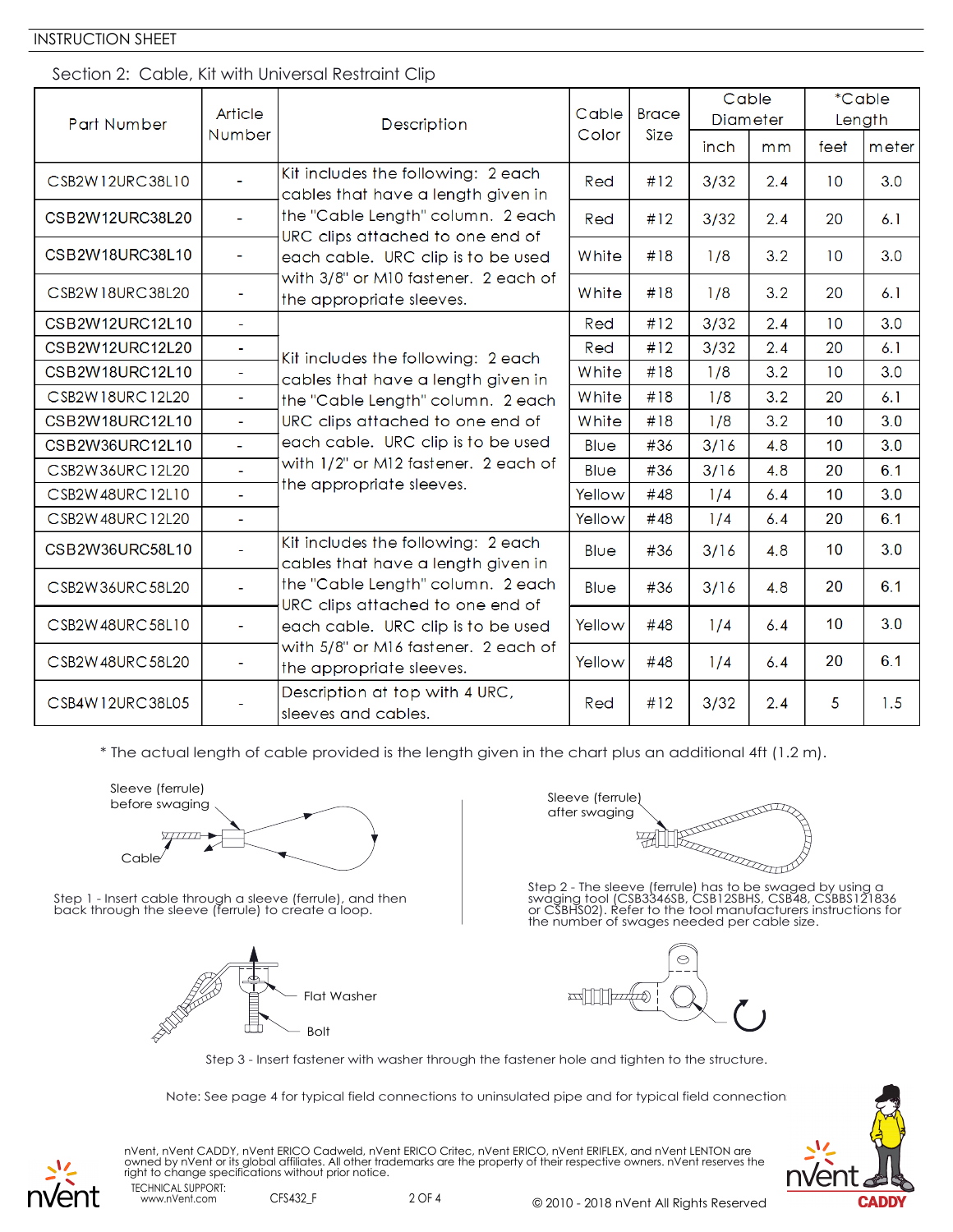## Section 2: Cable, Kit with Universal Restraint Clip

| Part Number | Article Number | Description | Cable Color | Brace Size | Cable Diameter | | *Cable Length | |
|---|---|---|---|---|---|---|---|---|
| | | | | | inch | mm | feet | meter |
| CSB2W12URC38L10 | - | Kit includes the following: 2 each cables that have a length given in the "Cable Length" column. 2 each URC clips attached to one end of each cable. URC clip is to be used with 3/8" or M10 fastener. 2 each of the appropriate sleeves. | Red | #12 | 3/32 | 2.4 | 10 | 3.0 |
| CSB2W12URC38L20 | - | | Red | #12 | 3/32 | 2.4 | 20 | 6.1 |
| CSB2W18URC38L10 | - | | White | #18 | 1/8 | 3.2 | 10 | 3.0 |
| CSB2W18URC38L20 | - | | White | #18 | 1/8 | 3.2 | 20 | 6.1 |
| CSB2W12URC12L10 | - | Kit includes the following: 2 each cables that have a length given in the "Cable Length" column. 2 each URC clips attached to one end of each cable. URC clip is to be used with 1/2" or M12 fastener. 2 each of the appropriate sleeves. | Red | #12 | 3/32 | 2.4 | 10 | 3.0 |
| CSB2W12URC12L20 | - | | Red | #12 | 3/32 | 2.4 | 20 | 6.1 |
| CSB2W18URC12L10 | - | | White | #18 | 1/8 | 3.2 | 10 | 3.0 |
| CSB2W18URC12L20 | - | | White | #18 | 1/8 | 3.2 | 20 | 6.1 |
| CSB2W18URC12L10 | - | | White | #18 | 1/8 | 3.2 | 10 | 3.0 |
| CSB2W36URC12L10 | - | | Blue | #36 | 3/16 | 4.8 | 10 | 3.0 |
| CSB2W36URC12L20 | - | | Blue | #36 | 3/16 | 4.8 | 20 | 6.1 |
| CSB2W48URC12L10 | - | | Yellow | #48 | 1/4 | 6.4 | 10 | 3.0 |
| CSB2W48URC12L20 | - | | Yellow | #48 | 1/4 | 6.4 | 20 | 6.1 |
| CSB2W36URC58L10 | - | Kit includes the following: 2 each cables that have a length given in the "Cable Length" column. 2 each URC clips attached to one end of each cable. URC clip is to be used with 5/8" or M16 fastener. 2 each of the appropriate sleeves. | Blue | #36 | 3/16 | 4.8 | 10 | 3.0 |
| CSB2W36URC58L20 | - | | Blue | #36 | 3/16 | 4.8 | 20 | 6.1 |
| CSB2W48URC58L10 | - | | Yellow | #48 | 1/4 | 6.4 | 10 | 3.0 |
| CSB2W48URC58L20 | - | | Yellow | #48 | 1/4 | 6.4 | 20 | 6.1 |
| CSB4W12URC38L05 | - | Description at top with 4 URC, sleeves and cables. | Red | #12 | 3/32 | 2.4 | 5 | 1.5 |

* The actual length of cable provided is the length given in the chart plus an additional 4ft (1.2 m).

Sleeve (ferrule) before swaging

Cable

Step 1 - Insert cable through a sleeve (ferrule), and then back through the sleeve (ferrule) to create a loop.

Sleeve (ferrule) after swaging

Step 2 - The sleeve (ferrule) has to be swaged by using a swaging tool (CSB3346SB, CSB12SBHS, CSB48, CSBBS121836 or CSBHS02). Refer to the tool manufacturers instructions for the number of swages needed per cable size.

Flat Washer

Bolt

Step 3 - Insert fastener with washer through the fastener hole and tighten to the structure.

Note: See page 4 for typical field connections to uninsulated pipe and for typical field connection

nVent, nVent CADDY, nVent ERICO Cadweld, nVent ERICO Critec, nVent ERICO, nVent ERIFLEX, and nVent LENTON are owned by nVent or its global affiliates. All other trademarks are the property of their respective owners. nVent reserves the right to change specifications without prior notice.

TECHNICAL SUPPORT:
www.nVent.com

CFS432_F

© 2010 - 2018 nVent All Rights Reserved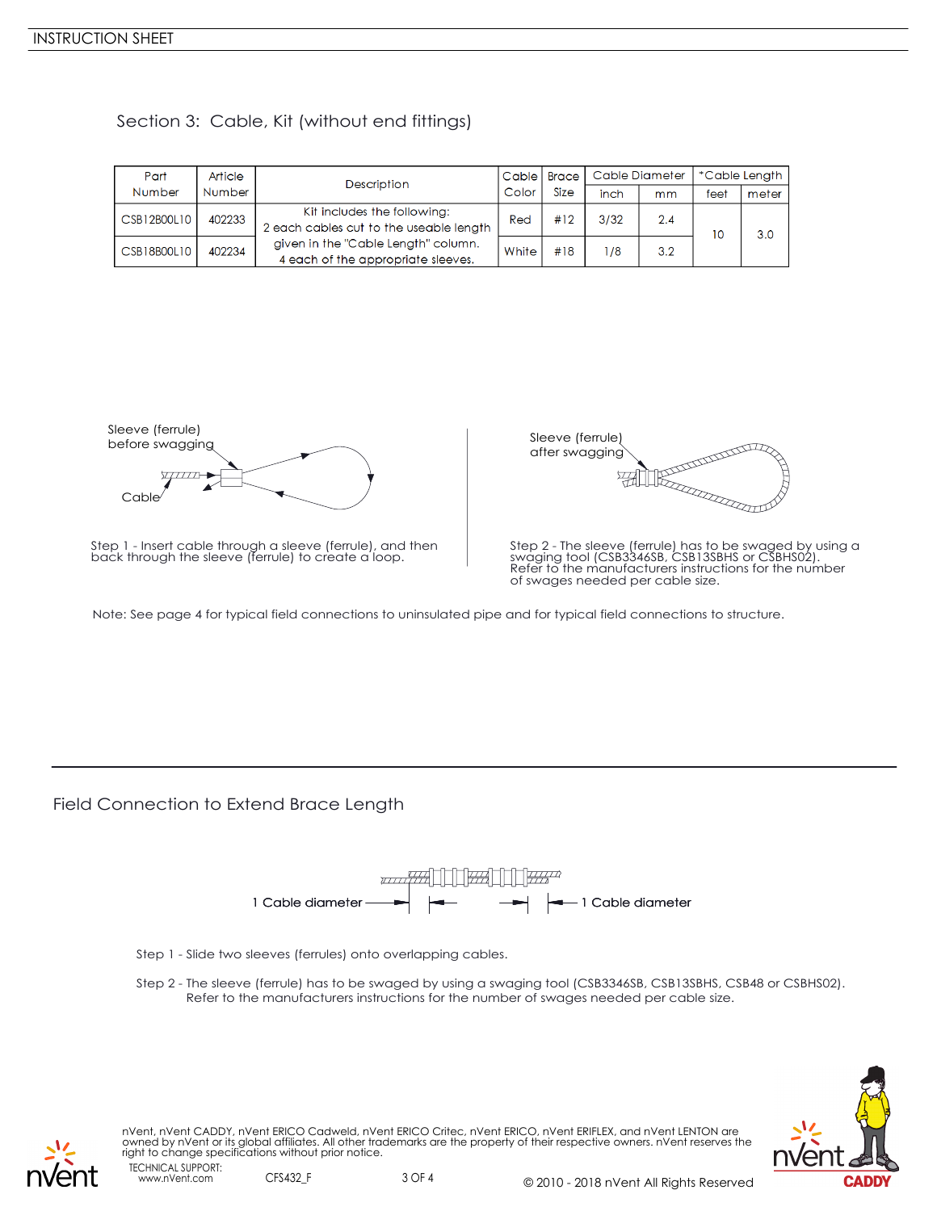## Section 3: Cable, Kit (without end fittings)

| Part Number | Article Number | Description | Cable Color | Brace Size | Cable Diameter | | *Cable Length | |
|---|---|---|---|---|---|---|---|---|
| | | | | | inch | mm | feet | meter |
| CSB12B00L10 | 402233 | Kit includes the following: 2 each cables cut to the useable length given in the "Cable Length" column. 4 each of the appropriate sleeves. | Red | #12 | 3/32 | 2.4 | 10 | 3.0 |
| CSB18B00L10 | 402234 | | White | #18 | 1/8 | 3.2 | | |

Sleeve (ferrule) before swagging

Cable

Step 1 - Insert cable through a sleeve (ferrule), and then back through the sleeve (ferrule) to create a loop.

Sleeve (ferrule) after swagging

Step 2 - The sleeve (ferrule) has to be swaged by using a swaging tool (CSB3346SB, CSB13SBHS or CSBHS02). Refer to the manufacturers instructions for the number of swages needed per cable size.

Note: See page 4 for typical field connections to uninsulated pipe and for typical field connections to structure.

## Field Connection to Extend Brace Length

1 Cable diameter

1 Cable diameter

Step 1 - Slide two sleeves (ferrules) onto overlapping cables.

Step 2 - The sleeve (ferrule) has to be swaged by using a swaging tool (CSB3346SB, CSB13SBHS, CSB48 or CSBHS02). Refer to the manufacturers instructions for the number of swages needed per cable size.

nVent, nVent CADDY, nVent ERICO Cadweld, nVent ERICO Critec, nVent ERICO, nVent ERIFLEX, and nVent LENTON are owned by nVent or its global affiliates. All other trademarks are the property of their respective owners. nVent reserves the right to change specifications without prior notice.

TECHNICAL SUPPORT: www.nVent.com

CFS432_F

© 2010 - 2018 nVent All Rights Reserved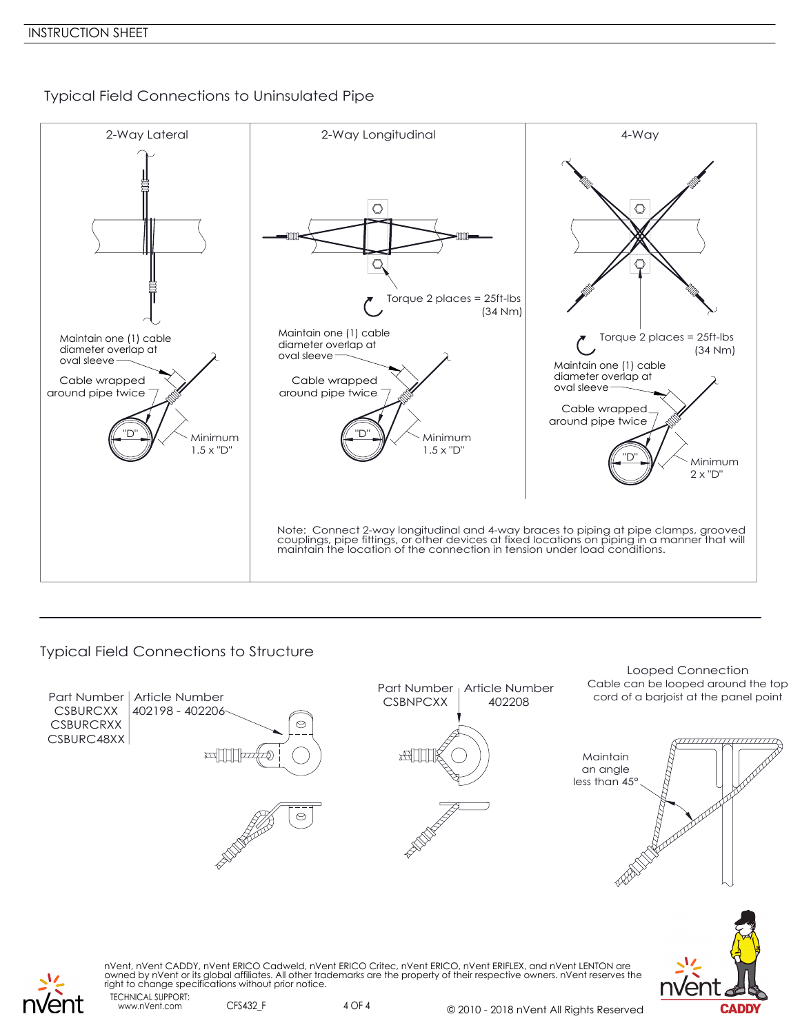## Typical Field Connections to Uninsulated Pipe

2-Way Lateral

Maintain one (1) cable diameter overlap at oval sleeve

Cable wrapped around pipe twice

"D"

Minimum 1.5 x "D"

2-Way Longitudinal

Torque 2 places = 25ft-lbs (34 Nm)

Maintain one (1) cable diameter overlap at oval sleeve

Cable wrapped around pipe twice

"D"

Minimum 1.5 x "D"

4-Way

Torque 2 places = 25ft-lbs (34 Nm)

Maintain one (1) cable diameter overlap at oval sleeve

Cable wrapped around pipe twice

"D"

Minimum 2 x "D"

Note: Connect 2-way longitudinal and 4-way braces to piping at pipe clamps, grooved couplings, pipe fittings, or other devices at fixed locations on piping in a manner that will maintain the location of the connection in tension under load conditions.

## Typical Field Connections to Structure

| Part Number | Article Number |
|---|---|
| CSBURCXX<br>CSBURCRXX<br>CSBURC48XX | 402198 - 402206 |

| Part Number | Article Number |
|---|---|
| CSBNPCXX | 402208 |

Looped Connection

Cable can be looped around the top cord of a barjoist at the panel point

Maintain an angle less than 45°

nVent, nVent CADDY, nVent ERICO Cadweld, nVent ERICO Critec, nVent ERICO, nVent ERIFLEX, and nVent LENTON are owned by nVent or its global affiliates. All other trademarks are the property of their respective owners. nVent reserves the right to change specifications without prior notice.

TECHNICAL SUPPORT: www.nVent.com

CFS432_F

© 2010 - 2018 nVent All Rights Reserved